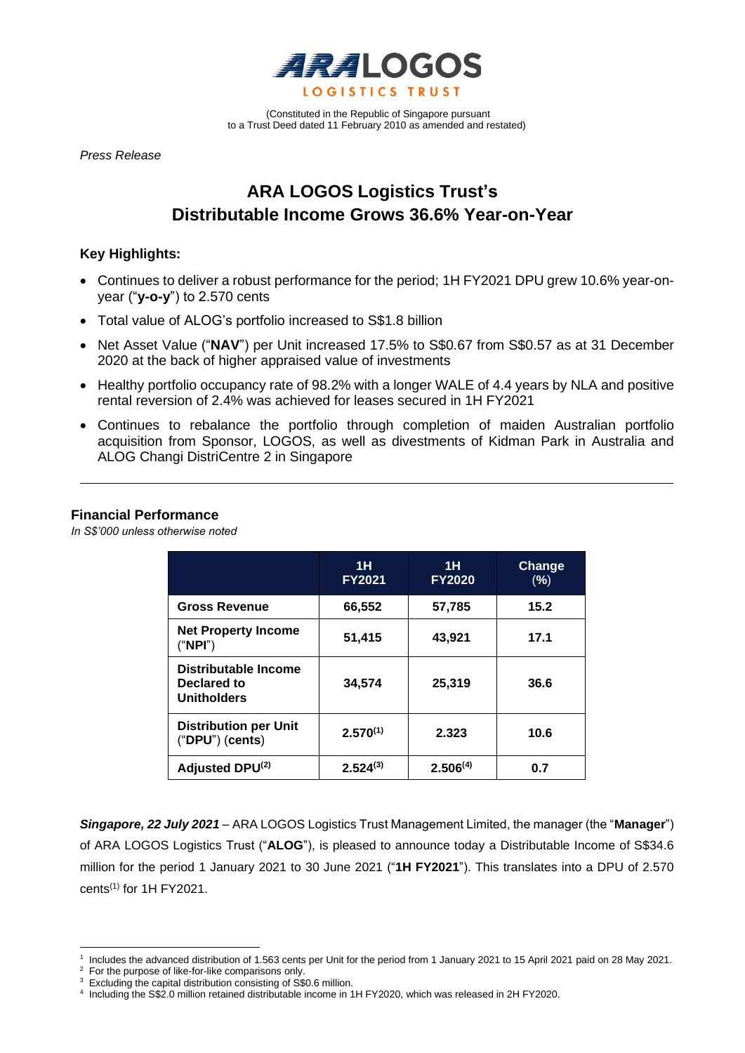ARA LOGOS LOGISTICS TRUST

(Constituted in the Republic of Singapore pursuant to a Trust Deed dated 11 February 2010 as amended and restated)

*Press Release*

# ARA LOGOS Logistics Trust's Distributable Income Grows 36.6% Year-on-Year

## Key Highlights:

- Continues to deliver a robust performance for the period; 1H FY2021 DPU grew 10.6% year-on-year ("**y-o-y**") to 2.570 cents
- Total value of ALOG's portfolio increased to S$1.8 billion
- Net Asset Value ("**NAV**") per Unit increased 17.5% to S$0.67 from S$0.57 as at 31 December 2020 at the back of higher appraised value of investments
- Healthy portfolio occupancy rate of 98.2% with a longer WALE of 4.4 years by NLA and positive rental reversion of 2.4% was achieved for leases secured in 1H FY2021
- Continues to rebalance the portfolio through completion of maiden Australian portfolio acquisition from Sponsor, LOGOS, as well as divestments of Kidman Park in Australia and ALOG Changi DistriCentre 2 in Singapore

---

## Financial Performance

*In S$'000 unless otherwise noted*

| | 1H FY2021 | 1H FY2020 | Change (%) |
|---|---|---|---|
| **Gross Revenue** | **66,552** | **57,785** | **15.2** |
| **Net Property Income ("NPI")** | **51,415** | **43,921** | **17.1** |
| **Distributable Income Declared to Unitholders** | **34,574** | **25,319** | **36.6** |
| **Distribution per Unit ("DPU") (cents)** | **2.570[1]** | **2.323** | **10.6** |
| **Adjusted DPU[2]** | **2.524[3]** | **2.506[4]** | **0.7** |

***Singapore, 22 July 2021*** – ARA LOGOS Logistics Trust Management Limited, the manager (the "**Manager**") of ARA LOGOS Logistics Trust ("**ALOG**"), is pleased to announce today a Distributable Income of S$34.6 million for the period 1 January 2021 to 30 June 2021 ("**1H FY2021**"). This translates into a DPU of 2.570 cents[1] for 1H FY2021.

---

[1] Includes the advanced distribution of 1.563 cents per Unit for the period from 1 January 2021 to 15 April 2021 paid on 28 May 2021.
[2] For the purpose of like-for-like comparisons only.
[3] Excluding the capital distribution consisting of S$0.6 million.
[4] Including the S$2.0 million retained distributable income in 1H FY2020, which was released in 2H FY2020.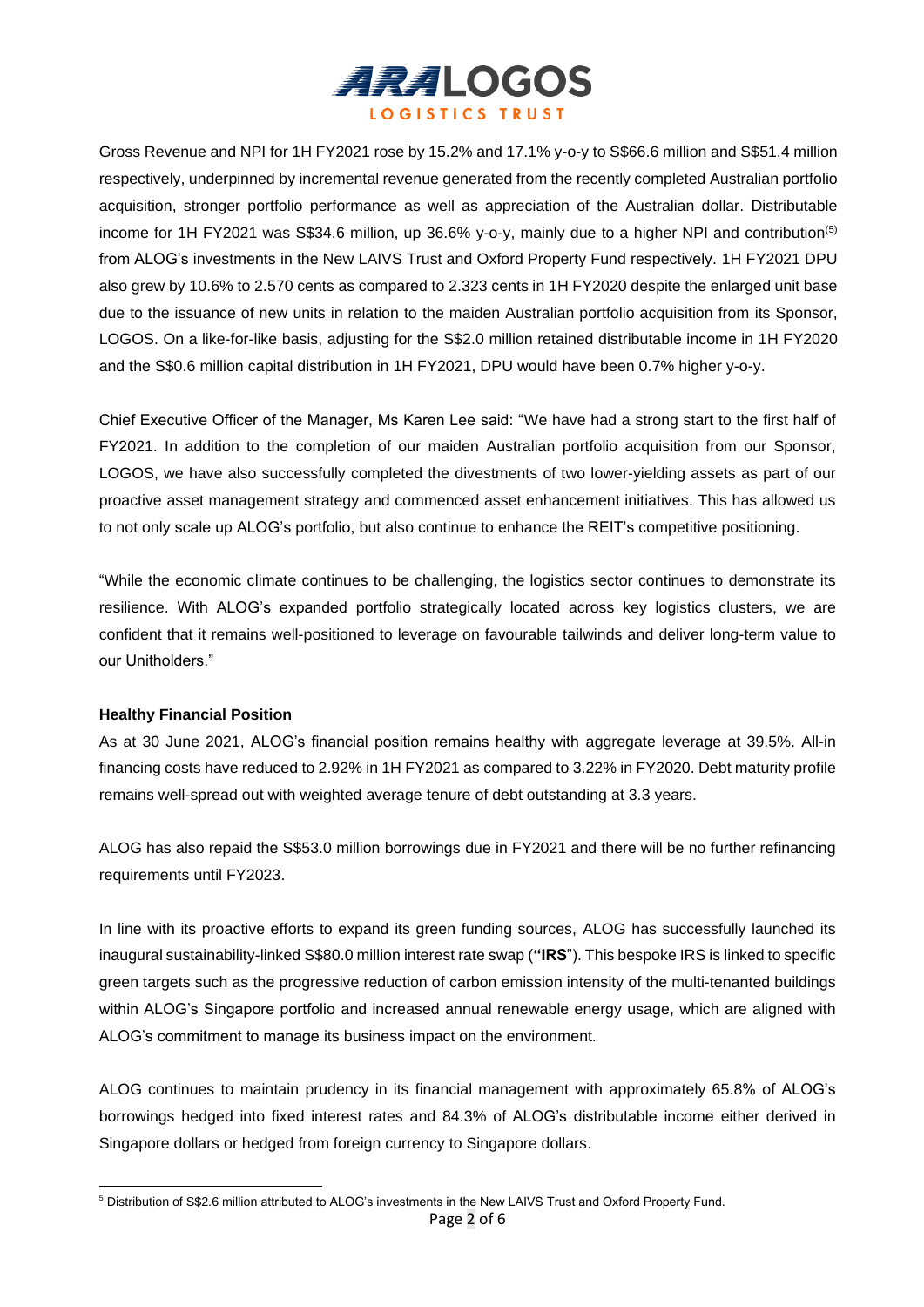Gross Revenue and NPI for 1H FY2021 rose by 15.2% and 17.1% y-o-y to S$66.6 million and S$51.4 million respectively, underpinned by incremental revenue generated from the recently completed Australian portfolio acquisition, stronger portfolio performance as well as appreciation of the Australian dollar. Distributable income for 1H FY2021 was S$34.6 million, up 36.6% y-o-y, mainly due to a higher NPI and contribution[(5)] from ALOG's investments in the New LAIVS Trust and Oxford Property Fund respectively. 1H FY2021 DPU also grew by 10.6% to 2.570 cents as compared to 2.323 cents in 1H FY2020 despite the enlarged unit base due to the issuance of new units in relation to the maiden Australian portfolio acquisition from its Sponsor, LOGOS. On a like-for-like basis, adjusting for the S$2.0 million retained distributable income in 1H FY2020 and the S$0.6 million capital distribution in 1H FY2021, DPU would have been 0.7% higher y-o-y.

Chief Executive Officer of the Manager, Ms Karen Lee said: "We have had a strong start to the first half of FY2021. In addition to the completion of our maiden Australian portfolio acquisition from our Sponsor, LOGOS, we have also successfully completed the divestments of two lower-yielding assets as part of our proactive asset management strategy and commenced asset enhancement initiatives. This has allowed us to not only scale up ALOG's portfolio, but also continue to enhance the REIT's competitive positioning.

"While the economic climate continues to be challenging, the logistics sector continues to demonstrate its resilience. With ALOG's expanded portfolio strategically located across key logistics clusters, we are confident that it remains well-positioned to leverage on favourable tailwinds and deliver long-term value to our Unitholders."

**Healthy Financial Position**

As at 30 June 2021, ALOG's financial position remains healthy with aggregate leverage at 39.5%. All-in financing costs have reduced to 2.92% in 1H FY2021 as compared to 3.22% in FY2020. Debt maturity profile remains well-spread out with weighted average tenure of debt outstanding at 3.3 years.

ALOG has also repaid the S$53.0 million borrowings due in FY2021 and there will be no further refinancing requirements until FY2023.

In line with its proactive efforts to expand its green funding sources, ALOG has successfully launched its inaugural sustainability-linked S$80.0 million interest rate swap (**"IRS"**). This bespoke IRS is linked to specific green targets such as the progressive reduction of carbon emission intensity of the multi-tenanted buildings within ALOG's Singapore portfolio and increased annual renewable energy usage, which are aligned with ALOG's commitment to manage its business impact on the environment.

ALOG continues to maintain prudency in its financial management with approximately 65.8% of ALOG's borrowings hedged into fixed interest rates and 84.3% of ALOG's distributable income either derived in Singapore dollars or hedged from foreign currency to Singapore dollars.

---

[5] Distribution of S$2.6 million attributed to ALOG's investments in the New LAIVS Trust and Oxford Property Fund.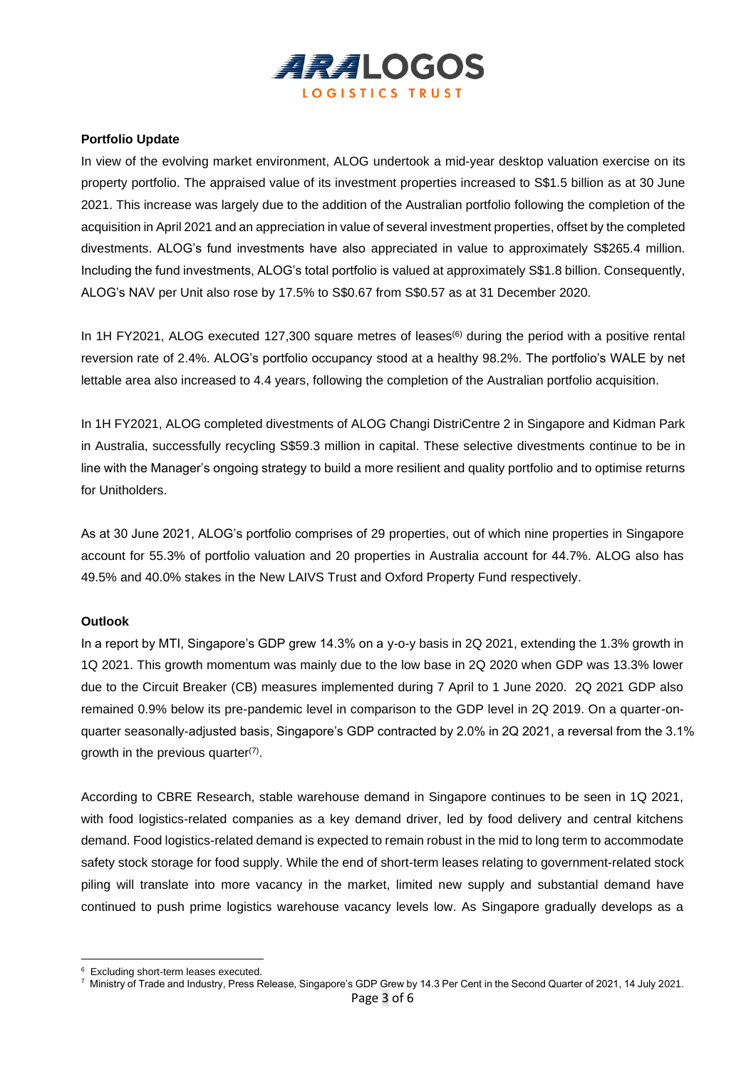**Portfolio Update**

In view of the evolving market environment, ALOG undertook a mid-year desktop valuation exercise on its property portfolio. The appraised value of its investment properties increased to S$1.5 billion as at 30 June 2021. This increase was largely due to the addition of the Australian portfolio following the completion of the acquisition in April 2021 and an appreciation in value of several investment properties, offset by the completed divestments. ALOG's fund investments have also appreciated in value to approximately S$265.4 million. Including the fund investments, ALOG's total portfolio is valued at approximately S$1.8 billion. Consequently, ALOG's NAV per Unit also rose by 17.5% to S$0.67 from S$0.57 as at 31 December 2020.

In 1H FY2021, ALOG executed 127,300 square metres of leases[6] during the period with a positive rental reversion rate of 2.4%. ALOG's portfolio occupancy stood at a healthy 98.2%. The portfolio's WALE by net lettable area also increased to 4.4 years, following the completion of the Australian portfolio acquisition.

In 1H FY2021, ALOG completed divestments of ALOG Changi DistriCentre 2 in Singapore and Kidman Park in Australia, successfully recycling S$59.3 million in capital. These selective divestments continue to be in line with the Manager's ongoing strategy to build a more resilient and quality portfolio and to optimise returns for Unitholders.

As at 30 June 2021, ALOG's portfolio comprises of 29 properties, out of which nine properties in Singapore account for 55.3% of portfolio valuation and 20 properties in Australia account for 44.7%. ALOG also has 49.5% and 40.0% stakes in the New LAIVS Trust and Oxford Property Fund respectively.

**Outlook**

In a report by MTI, Singapore's GDP grew 14.3% on a y-o-y basis in 2Q 2021, extending the 1.3% growth in 1Q 2021. This growth momentum was mainly due to the low base in 2Q 2020 when GDP was 13.3% lower due to the Circuit Breaker (CB) measures implemented during 7 April to 1 June 2020. 2Q 2021 GDP also remained 0.9% below its pre-pandemic level in comparison to the GDP level in 2Q 2019. On a quarter-on-quarter seasonally-adjusted basis, Singapore's GDP contracted by 2.0% in 2Q 2021, a reversal from the 3.1% growth in the previous quarter[7].

According to CBRE Research, stable warehouse demand in Singapore continues to be seen in 1Q 2021, with food logistics-related companies as a key demand driver, led by food delivery and central kitchens demand. Food logistics-related demand is expected to remain robust in the mid to long term to accommodate safety stock storage for food supply. While the end of short-term leases relating to government-related stock piling will translate into more vacancy in the market, limited new supply and substantial demand have continued to push prime logistics warehouse vacancy levels low. As Singapore gradually develops as a

---

[6] Excluding short-term leases executed.

[7] Ministry of Trade and Industry, Press Release, Singapore's GDP Grew by 14.3 Per Cent in the Second Quarter of 2021, 14 July 2021.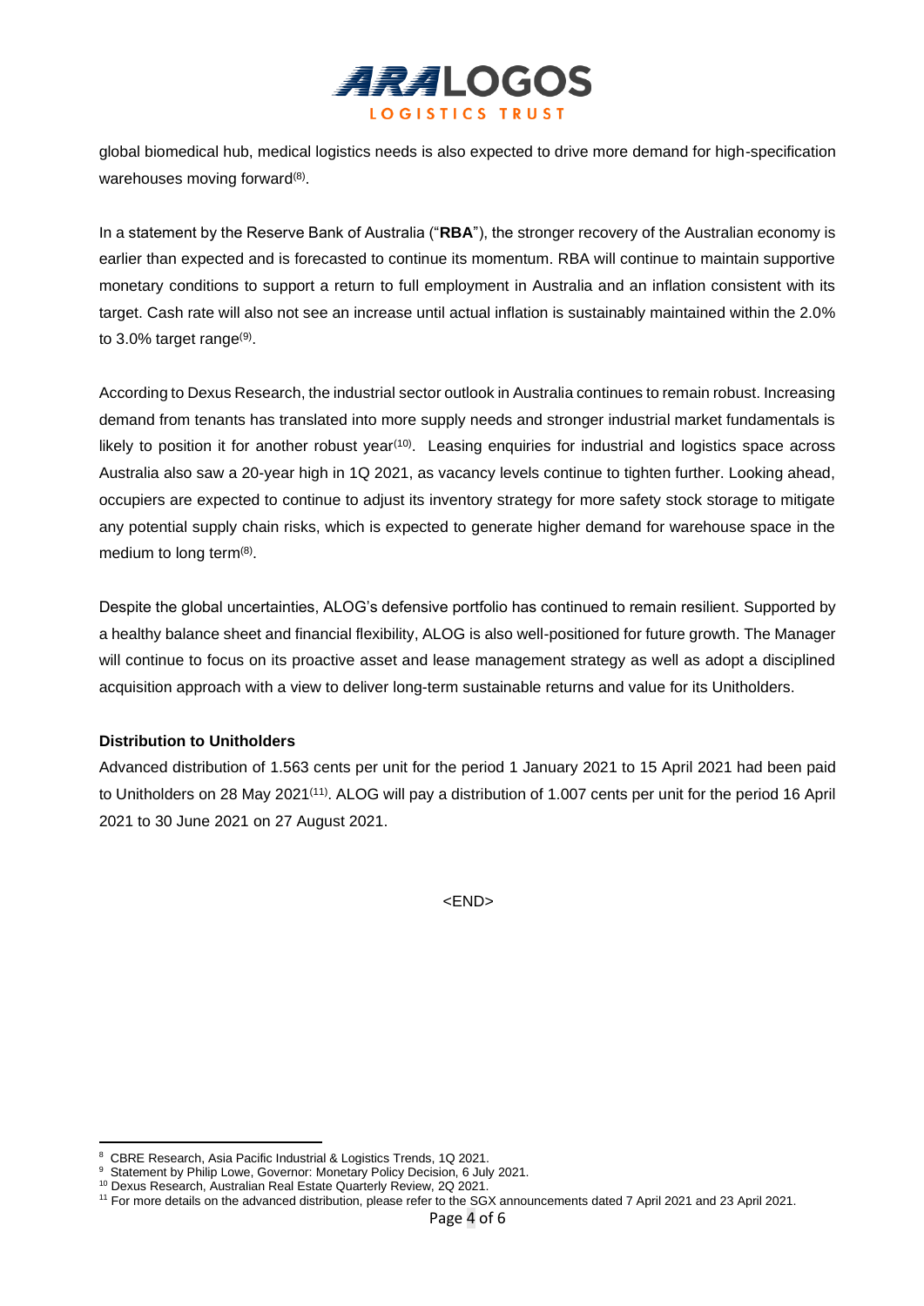global biomedical hub, medical logistics needs is also expected to drive more demand for high-specification warehouses moving forward[8].

In a statement by the Reserve Bank of Australia ("**RBA**"), the stronger recovery of the Australian economy is earlier than expected and is forecasted to continue its momentum. RBA will continue to maintain supportive monetary conditions to support a return to full employment in Australia and an inflation consistent with its target. Cash rate will also not see an increase until actual inflation is sustainably maintained within the 2.0% to 3.0% target range[9].

According to Dexus Research, the industrial sector outlook in Australia continues to remain robust. Increasing demand from tenants has translated into more supply needs and stronger industrial market fundamentals is likely to position it for another robust year[10]. Leasing enquiries for industrial and logistics space across Australia also saw a 20-year high in 1Q 2021, as vacancy levels continue to tighten further. Looking ahead, occupiers are expected to continue to adjust its inventory strategy for more safety stock storage to mitigate any potential supply chain risks, which is expected to generate higher demand for warehouse space in the medium to long term[8].

Despite the global uncertainties, ALOG's defensive portfolio has continued to remain resilient. Supported by a healthy balance sheet and financial flexibility, ALOG is also well-positioned for future growth. The Manager will continue to focus on its proactive asset and lease management strategy as well as adopt a disciplined acquisition approach with a view to deliver long-term sustainable returns and value for its Unitholders.

**Distribution to Unitholders**

Advanced distribution of 1.563 cents per unit for the period 1 January 2021 to 15 April 2021 had been paid to Unitholders on 28 May 2021[11]. ALOG will pay a distribution of 1.007 cents per unit for the period 16 April 2021 to 30 June 2021 on 27 August 2021.

<END>

---

[8] CBRE Research, Asia Pacific Industrial & Logistics Trends, 1Q 2021.
[9] Statement by Philip Lowe, Governor: Monetary Policy Decision, 6 July 2021.
[10] Dexus Research, Australian Real Estate Quarterly Review, 2Q 2021.
[11] For more details on the advanced distribution, please refer to the SGX announcements dated 7 April 2021 and 23 April 2021.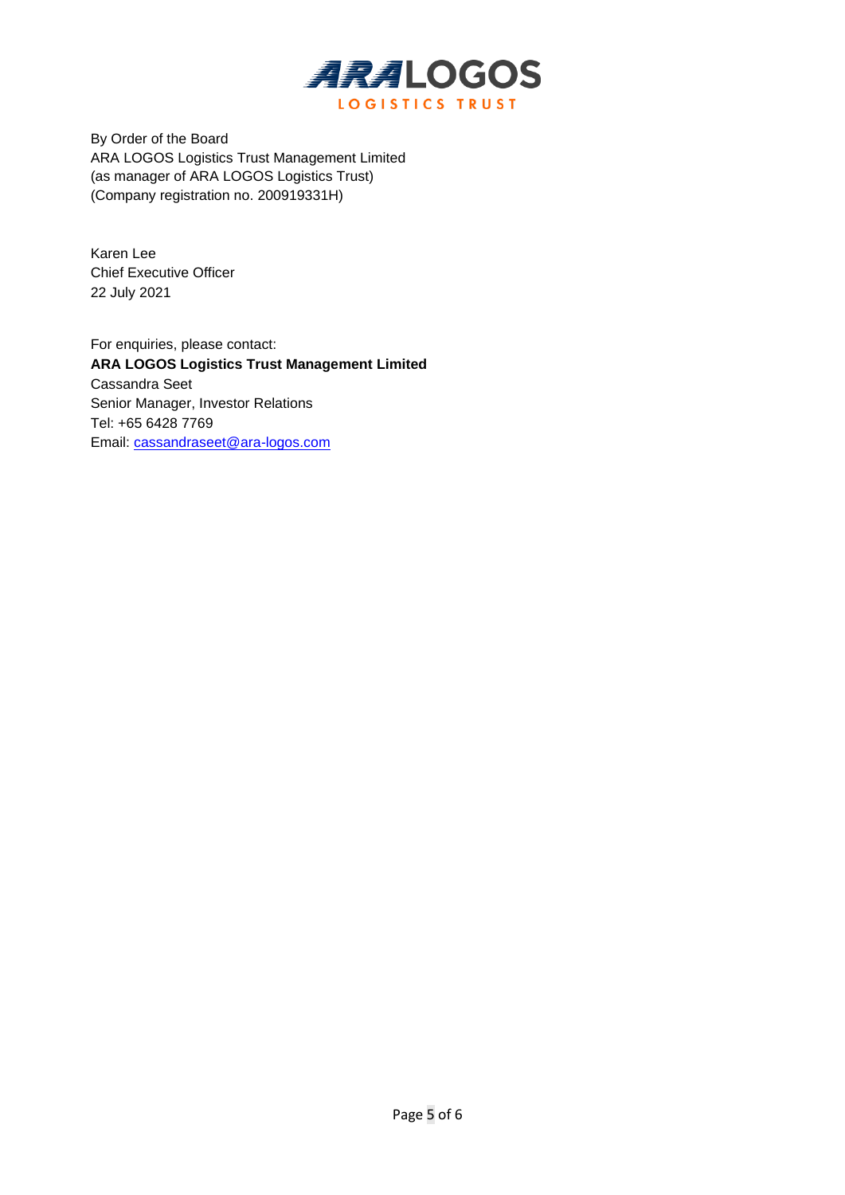By Order of the Board
ARA LOGOS Logistics Trust Management Limited
(as manager of ARA LOGOS Logistics Trust)
(Company registration no. 200919331H)

Karen Lee
Chief Executive Officer
22 July 2021

For enquiries, please contact:
**ARA LOGOS Logistics Trust Management Limited**
Cassandra Seet
Senior Manager, Investor Relations
Tel: +65 6428 7769
Email: cassandraseet@ara-logos.com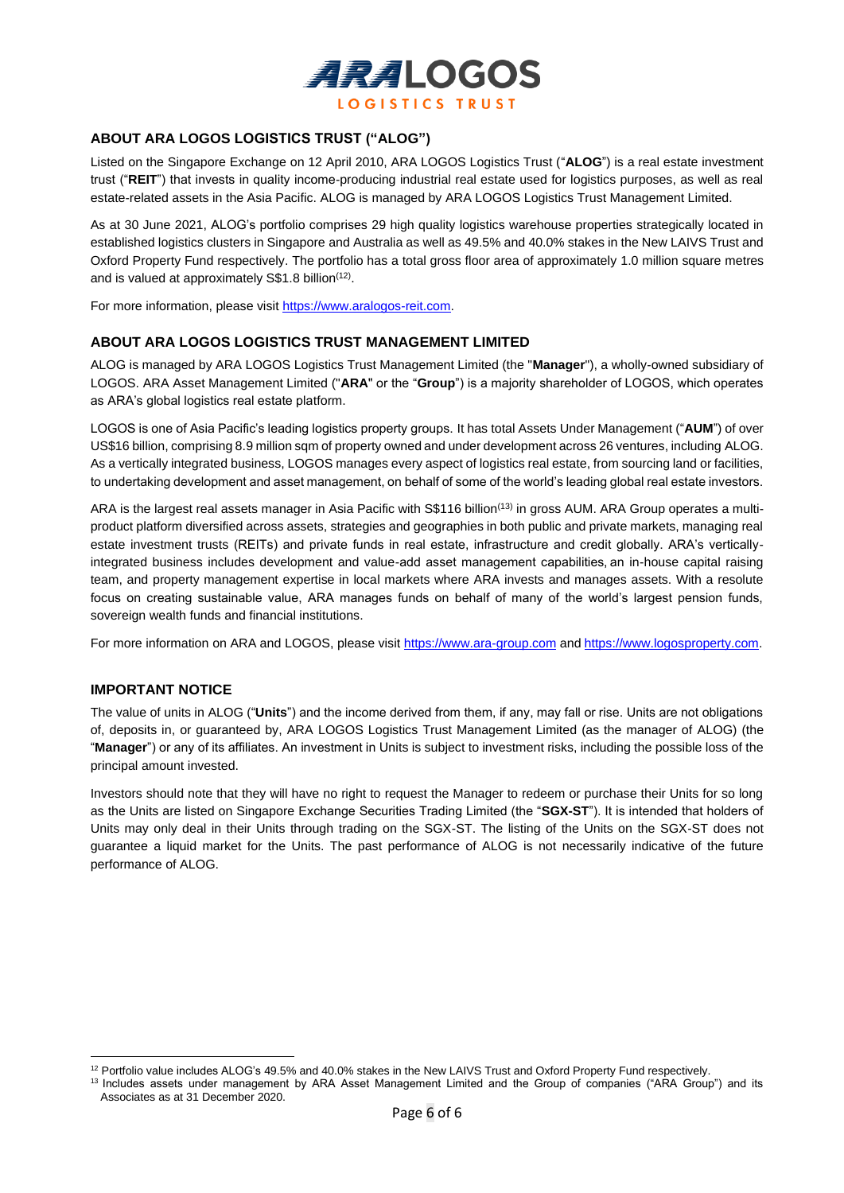## ABOUT ARA LOGOS LOGISTICS TRUST ("ALOG")

Listed on the Singapore Exchange on 12 April 2010, ARA LOGOS Logistics Trust ("**ALOG**") is a real estate investment trust ("**REIT**") that invests in quality income-producing industrial real estate used for logistics purposes, as well as real estate-related assets in the Asia Pacific. ALOG is managed by ARA LOGOS Logistics Trust Management Limited.

As at 30 June 2021, ALOG's portfolio comprises 29 high quality logistics warehouse properties strategically located in established logistics clusters in Singapore and Australia as well as 49.5% and 40.0% stakes in the New LAIVS Trust and Oxford Property Fund respectively. The portfolio has a total gross floor area of approximately 1.0 million square metres and is valued at approximately S$1.8 billion[12].

For more information, please visit https://www.aralogos-reit.com.

## ABOUT ARA LOGOS LOGISTICS TRUST MANAGEMENT LIMITED

ALOG is managed by ARA LOGOS Logistics Trust Management Limited (the "**Manager**"), a wholly-owned subsidiary of LOGOS. ARA Asset Management Limited ("**ARA**" or the "**Group**") is a majority shareholder of LOGOS, which operates as ARA's global logistics real estate platform.

LOGOS is one of Asia Pacific's leading logistics property groups. It has total Assets Under Management ("**AUM**") of over US$16 billion, comprising 8.9 million sqm of property owned and under development across 26 ventures, including ALOG. As a vertically integrated business, LOGOS manages every aspect of logistics real estate, from sourcing land or facilities, to undertaking development and asset management, on behalf of some of the world's leading global real estate investors.

ARA is the largest real assets manager in Asia Pacific with S$116 billion[13] in gross AUM. ARA Group operates a multi-product platform diversified across assets, strategies and geographies in both public and private markets, managing real estate investment trusts (REITs) and private funds in real estate, infrastructure and credit globally. ARA's vertically-integrated business includes development and value-add asset management capabilities, an in-house capital raising team, and property management expertise in local markets where ARA invests and manages assets. With a resolute focus on creating sustainable value, ARA manages funds on behalf of many of the world's largest pension funds, sovereign wealth funds and financial institutions.

For more information on ARA and LOGOS, please visit https://www.ara-group.com and https://www.logosproperty.com.

## IMPORTANT NOTICE

The value of units in ALOG ("**Units**") and the income derived from them, if any, may fall or rise. Units are not obligations of, deposits in, or guaranteed by, ARA LOGOS Logistics Trust Management Limited (as the manager of ALOG) (the "**Manager**") or any of its affiliates. An investment in Units is subject to investment risks, including the possible loss of the principal amount invested.

Investors should note that they will have no right to request the Manager to redeem or purchase their Units for so long as the Units are listed on Singapore Exchange Securities Trading Limited (the "**SGX-ST**"). It is intended that holders of Units may only deal in their Units through trading on the SGX-ST. The listing of the Units on the SGX-ST does not guarantee a liquid market for the Units. The past performance of ALOG is not necessarily indicative of the future performance of ALOG.

---

[12] Portfolio value includes ALOG's 49.5% and 40.0% stakes in the New LAIVS Trust and Oxford Property Fund respectively.

[13] Includes assets under management by ARA Asset Management Limited and the Group of companies ("ARA Group") and its Associates as at 31 December 2020.